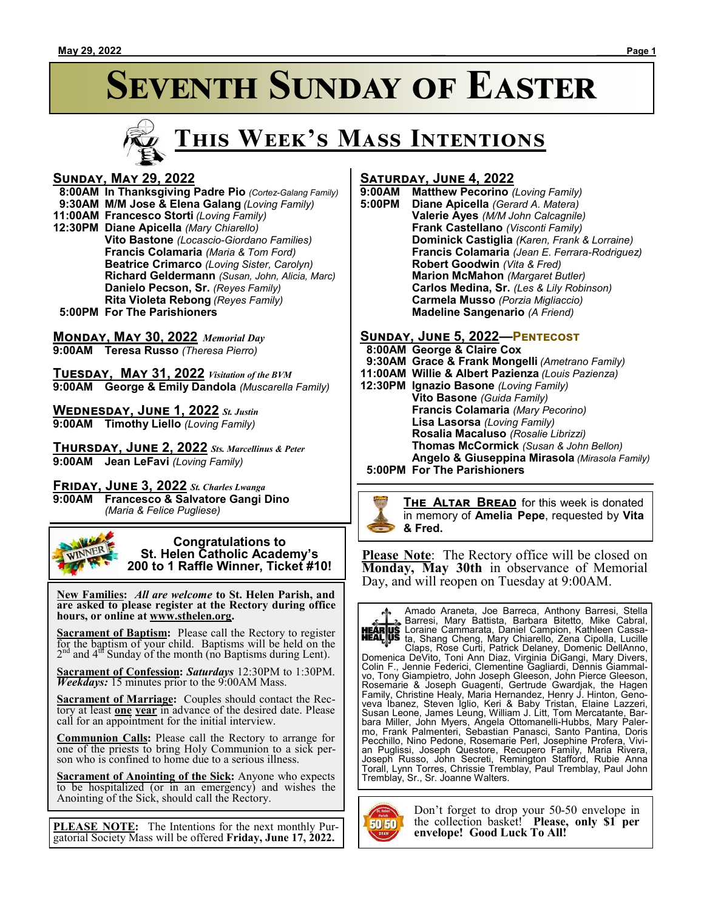# Seventh Sunday of Easter

## This Week's Mass Intentions

### Sunday, May 29, 2022

**8:00AM In Thanksgiving Padre Pio** *(Cortez-Galang Family)*
**9:30AM M/M Jose & Elena Galang** *(Loving Family)*
**11:00AM Francesco Storti** *(Loving Family)*
**12:30PM Diane Apicella** *(Mary Chiarello)*
**Vito Bastone** *(Locascio-Giordano Families)*
**Francis Colamaria** *(Maria & Tom Ford)*
**Beatrice Crimarco** *(Loving Sister, Carolyn)*
**Richard Geldermann** *(Susan, John, Alicia, Marc)*
**Danielo Pecson, Sr.** *(Reyes Family)*
**Rita Violeta Rebong** *(Reyes Family)*
**5:00PM For The Parishioners**

### Monday, May 30, 2022 *Memorial Day*

**9:00AM Teresa Russo** *(Theresa Pierro)*

### Tuesday, May 31, 2022 *Visitation of the BVM*

**9:00AM George & Emily Dandola** *(Muscarella Family)*

### Wednesday, June 1, 2022 *St. Justin*

**9:00AM Timothy Liello** *(Loving Family)*

### Thursday, June 2, 2022 *Sts. Marcellinus & Peter*

**9:00AM Jean LeFavi** *(Loving Family)*

### Friday, June 3, 2022 *St. Charles Lwanga*

**9:00AM Francesco & Salvatore Gangi Dino** *(Maria & Felice Pugliese)*

### Saturday, June 4, 2022

**9:00AM Matthew Pecorino** *(Loving Family)*
**5:00PM Diane Apicella** *(Gerard A. Matera)*
**Valerie Ayes** *(M/M John Calcagnile)*
**Frank Castellano** *(Visconti Family)*
**Dominick Castiglia** *(Karen, Frank & Lorraine)*
**Francis Colamaria** *(Jean E. Ferrara-Rodriguez)*
**Robert Goodwin** *(Vita & Fred)*
**Marion McMahon** *(Margaret Butler)*
**Carlos Medina, Sr.** *(Les & Lily Robinson)*
**Carmela Musso** *(Porzia Migliaccio)*
**Madeline Sangenario** *(A Friend)*

### Sunday, June 5, 2022—Pentecost

**8:00AM George & Claire Cox**
**9:30AM Grace & Frank Mongelli** *(Ametrano Family)*
**11:00AM Willie & Albert Pazienza** *(Louis Pazienza)*
**12:30PM Ignazio Basone** *(Loving Family)*
**Vito Basone** *(Guida Family)*
**Francis Colamaria** *(Mary Pecorino)*
**Lisa Lasorsa** *(Loving Family)*
**Rosalia Macaluso** *(Rosalie Librizzi)*
**Thomas McCormick** *(Susan & John Bellon)*
**Angelo & Giuseppina Mirasola** *(Mirasola Family)*
**5:00PM For The Parishioners**

---

**Congratulations to St. Helen Catholic Academy's 200 to 1 Raffle Winner, Ticket #10!**

---

**New Families:** ***All are welcome*** **to St. Helen Parish, and are asked to please register at the Rectory during office hours, or online at www.sthelen.org.**

**Sacrament of Baptism:** Please call the Rectory to register for the baptism of your child. Baptisms will be held on the 2nd and 4th Sunday of the month (no Baptisms during Lent).

**Sacrament of Confession:** ***Saturdays*** 12:30PM to 1:30PM. ***Weekdays:*** 15 minutes prior to the 9:00AM Mass.

**Sacrament of Marriage:** Couples should contact the Rectory at least **one year** in advance of the desired date. Please call for an appointment for the initial interview.

**Communion Calls:** Please call the Rectory to arrange for one of the priests to bring Holy Communion to a sick person who is confined to home due to a serious illness.

**Sacrament of Anointing of the Sick:** Anyone who expects to be hospitalized (or in an emergency) and wishes the Anointing of the Sick, should call the Rectory.

---

**PLEASE NOTE:** The Intentions for the next monthly Purgatorial Society Mass will be offered **Friday, June 17, 2022.**

---

**The Altar Bread** for this week is donated in memory of **Amelia Pepe**, requested by **Vita & Fred.**

---

**Please Note**: The Rectory office will be closed on **Monday, May 30th** in observance of Memorial Day, and will reopen on Tuesday at 9:00AM.

---

**HEAR US HEAL US**

Amado Araneta, Joe Barreca, Anthony Barresi, Stella Barresi, Mary Battista, Barbara Bitetto, Mike Cabral, Loraine Cammarata, Daniel Campion, Kathleen Cassata, Shang Cheng, Mary Chiarello, Zena Cipolla, Lucille Claps, Rose Curti, Patrick Delaney, Domenic DellAnno, Domenica DeVito, Toni Ann Diaz, Virginia DiGangi, Mary Divers, Colin F., Jennie Federici, Clementine Gagliardi, Dennis Giammalvo, Tony Giampietro, John Joseph Gleeson, John Pierce Gleeson, Rosemarie & Joseph Guagenti, Gertrude Gwardjak, the Hagen Family, Christine Healy, Maria Hernandez, Henry J. Hinton, Genoveva Ibanez, Steven Iglio, Keri & Baby Tristan, Elaine Lazzeri, Susan Leone, James Leung, William J. Litt, Tom Mercatante, Barbara Miller, John Myers, Angela Ottomanelli-Hubbs, Mary Palermo, Frank Palmenteri, Sebastian Panasci, Santo Pantina, Doris Pecchillo, Nino Pedone, Rosemarie Perl, Josephine Profera, Vivian Puglissi, Joseph Questore, Recupero Family, Maria Rivera, Joseph Russo, John Secreti, Remington Stafford, Rubie Anna Torall, Lynn Torres, Chrissie Tremblay, Paul Tremblay, Paul John Tremblay, Sr., Sr. Joanne Walters.

---

Don't forget to drop your 50-50 envelope in the collection basket! **Please, only $1 per envelope! Good Luck To All!**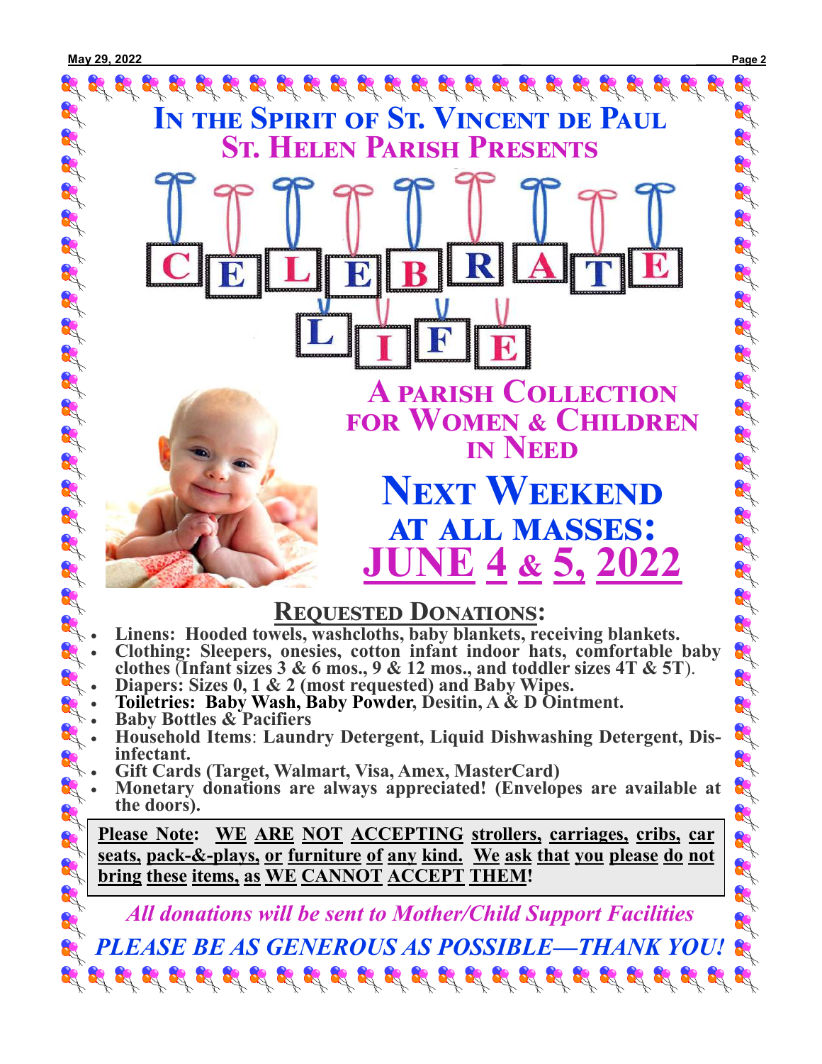# In the Spirit of St. Vincent de Paul

## St. Helen Parish Presents

# CELEBRATE LIFE

## A parish Collection for Women & Children in Need

## Next Weekend at all masses: JUNE 4 & 5, 2022

## Requested Donations:

- **Linens: Hooded towels, washcloths, baby blankets, receiving blankets.**
- **Clothing: Sleepers, onesies, cotton infant indoor hats, comfortable baby clothes (Infant sizes 3 & 6 mos., 9 & 12 mos., and toddler sizes 4T & 5T).**
- **Diapers: Sizes 0, 1 & 2 (most requested) and Baby Wipes.**
- **Toiletries: Baby Wash, Baby Powder, Desitin, A & D Ointment.**
- **Baby Bottles & Pacifiers**
- **Household Items: Laundry Detergent, Liquid Dishwashing Detergent, Disinfectant.**
- **Gift Cards (Target, Walmart, Visa, Amex, MasterCard)**
- **Monetary donations are always appreciated! (Envelopes are available at the doors).**

**Please Note: WE ARE NOT ACCEPTING strollers, carriages, cribs, car seats, pack-&-plays, or furniture of any kind. We ask that you please do not bring these items, as WE CANNOT ACCEPT THEM!**

*All donations will be sent to Mother/Child Support Facilities*

*PLEASE BE AS GENEROUS AS POSSIBLE—THANK YOU!*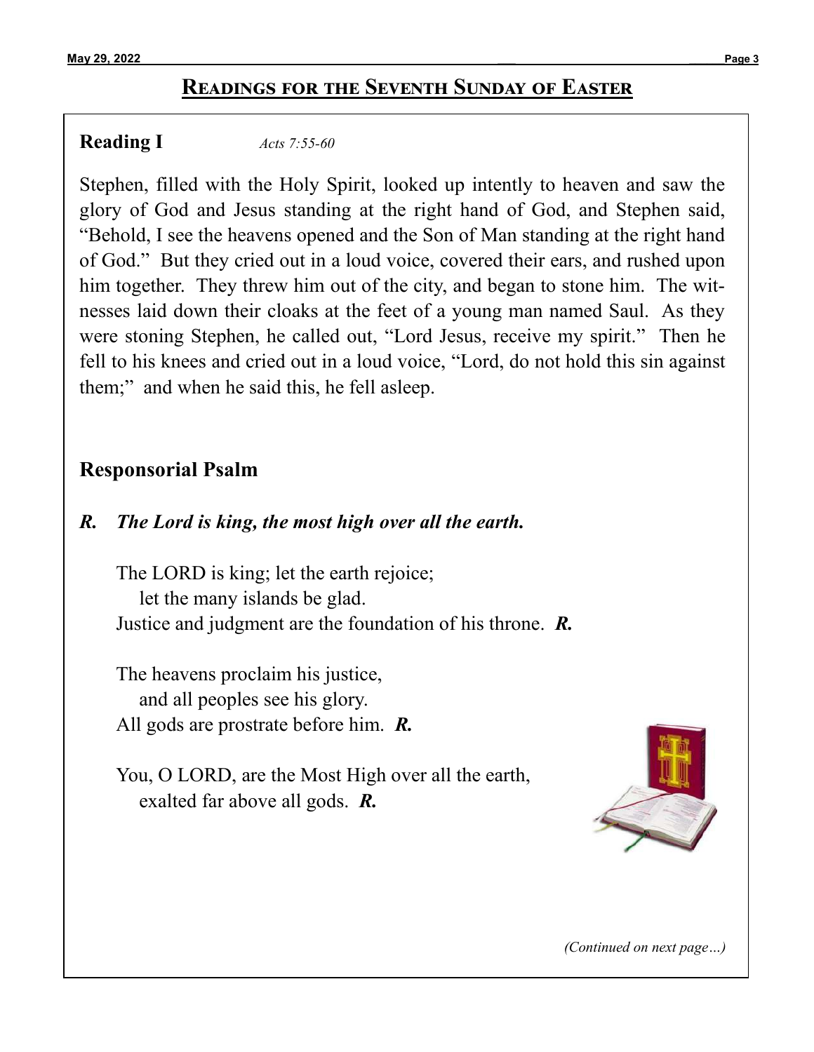## Readings for the Seventh Sunday of Easter

**Reading I** *Acts 7:55-60*

Stephen, filled with the Holy Spirit, looked up intently to heaven and saw the glory of God and Jesus standing at the right hand of God, and Stephen said, "Behold, I see the heavens opened and the Son of Man standing at the right hand of God." But they cried out in a loud voice, covered their ears, and rushed upon him together. They threw him out of the city, and began to stone him. The witnesses laid down their cloaks at the feet of a young man named Saul. As they were stoning Stephen, he called out, "Lord Jesus, receive my spirit." Then he fell to his knees and cried out in a loud voice, "Lord, do not hold this sin against them;" and when he said this, he fell asleep.

**Responsorial Psalm**

***R. The Lord is king, the most high over all the earth.***

The LORD is king; let the earth rejoice;
let the many islands be glad.
Justice and judgment are the foundation of his throne. ***R.***

The heavens proclaim his justice,
and all peoples see his glory.
All gods are prostrate before him. ***R.***

You, O LORD, are the Most High over all the earth,
exalted far above all gods. ***R.***

*(Continued on next page…)*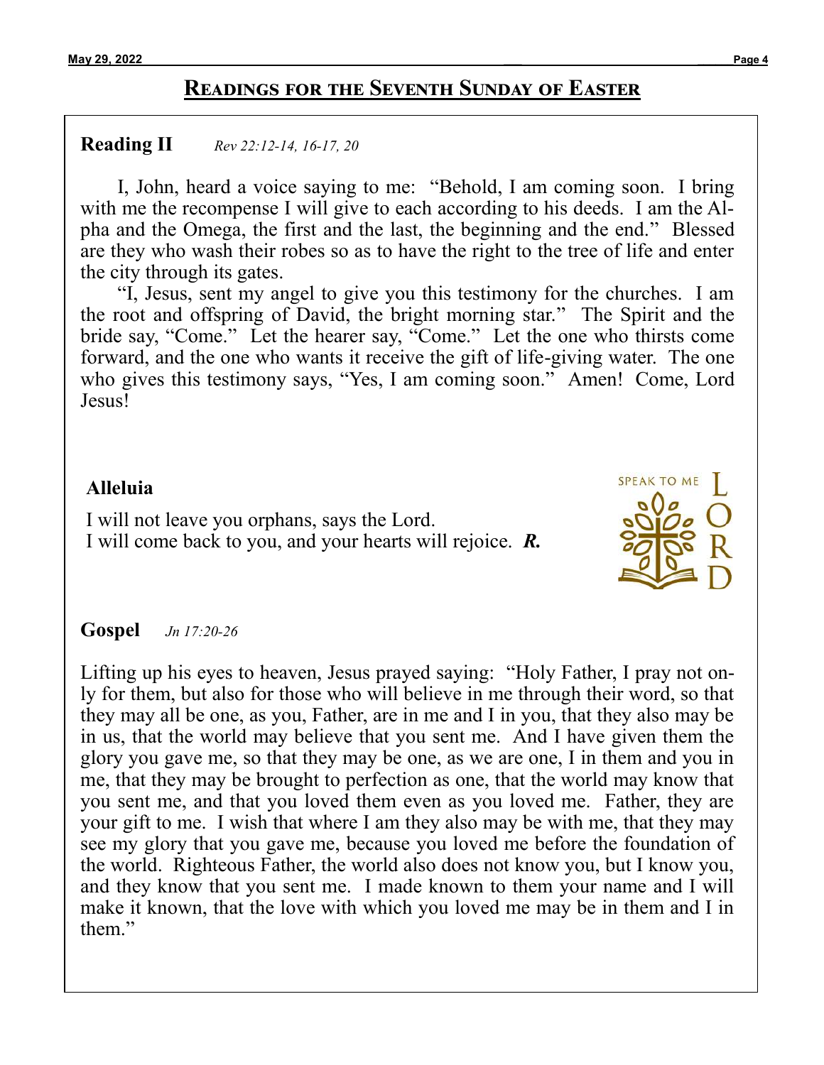## Readings for the Seventh Sunday of Easter

**Reading II** *Rev 22:12-14, 16-17, 20*

I, John, heard a voice saying to me: "Behold, I am coming soon. I bring with me the recompense I will give to each according to his deeds. I am the Alpha and the Omega, the first and the last, the beginning and the end." Blessed are they who wash their robes so as to have the right to the tree of life and enter the city through its gates.

"I, Jesus, sent my angel to give you this testimony for the churches. I am the root and offspring of David, the bright morning star." The Spirit and the bride say, "Come." Let the hearer say, "Come." Let the one who thirsts come forward, and the one who wants it receive the gift of life-giving water. The one who gives this testimony says, "Yes, I am coming soon." Amen! Come, Lord Jesus!

**Alleluia**

I will not leave you orphans, says the Lord.
I will come back to you, and your hearts will rejoice. ***R.***

**Gospel** *Jn 17:20-26*

Lifting up his eyes to heaven, Jesus prayed saying: "Holy Father, I pray not only for them, but also for those who will believe in me through their word, so that they may all be one, as you, Father, are in me and I in you, that they also may be in us, that the world may believe that you sent me. And I have given them the glory you gave me, so that they may be one, as we are one, I in them and you in me, that they may be brought to perfection as one, that the world may know that you sent me, and that you loved them even as you loved me. Father, they are your gift to me. I wish that where I am they also may be with me, that they may see my glory that you gave me, because you loved me before the foundation of the world. Righteous Father, the world also does not know you, but I know you, and they know that you sent me. I made known to them your name and I will make it known, that the love with which you loved me may be in them and I in them."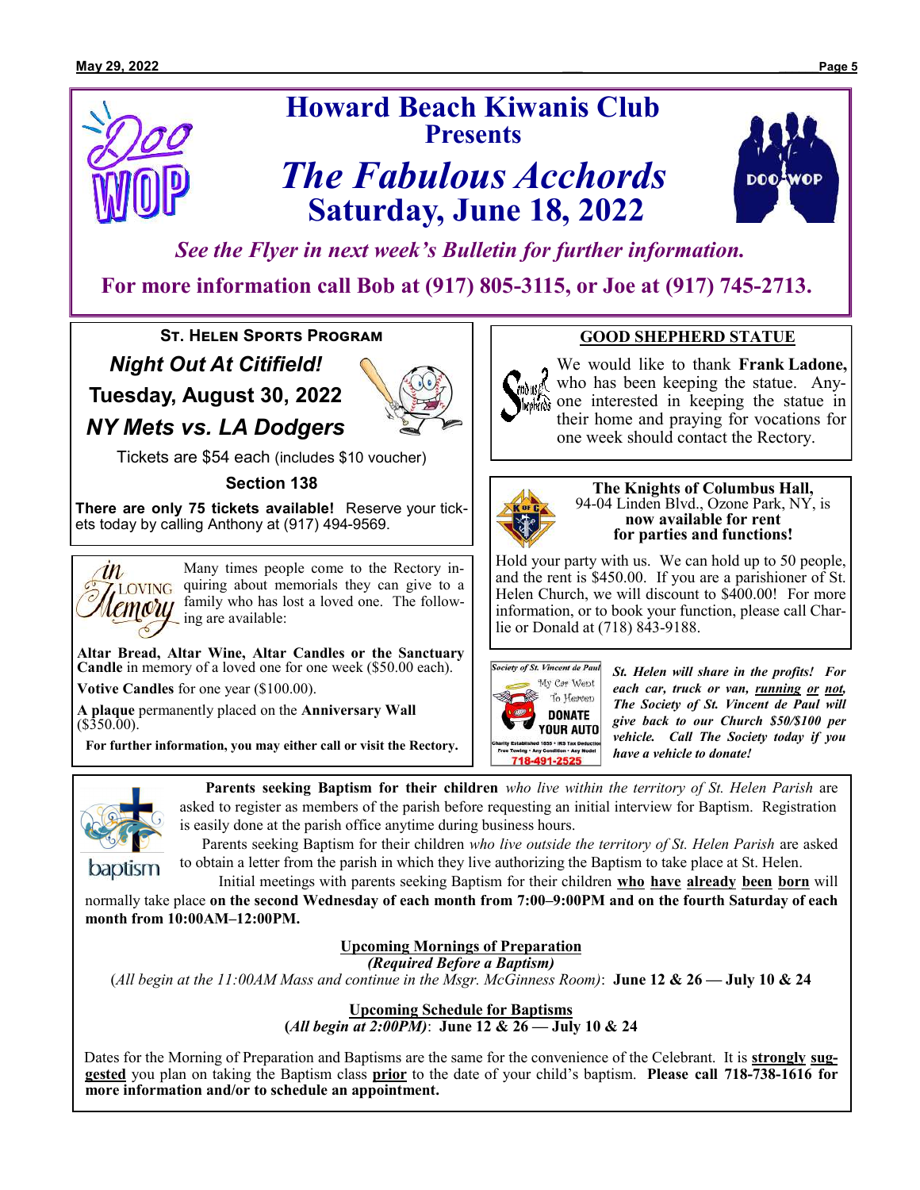# Howard Beach Kiwanis Club
## Presents
# *The Fabulous Acchords*
## Saturday, June 18, 2022

***See the Flyer in next week's Bulletin for further information.***

**For more information call Bob at (917) 805-3115, or Joe at (917) 745-2713.**

---

### ST. HELEN SPORTS PROGRAM

***Night Out At Citifield!***

**Tuesday, August 30, 2022**

***NY Mets vs. LA Dodgers***

Tickets are $54 each (includes $10 voucher)

**Section 138**

**There are only 75 tickets available!** Reserve your tickets today by calling Anthony at (917) 494-9569.

---

Many times people come to the Rectory inquiring about memorials they can give to a family who has lost a loved one. The following are available:

**Altar Bread, Altar Wine, Altar Candles or the Sanctuary Candle** in memory of a loved one for one week ($50.00 each).

**Votive Candles** for one year ($100.00).

**A plaque** permanently placed on the **Anniversary Wall** ($350.00).

**For further information, you may either call or visit the Rectory.**

---

### GOOD SHEPHERD STATUE

We would like to thank **Frank Ladone,** who has been keeping the statue. Anyone interested in keeping the statue in their home and praying for vocations for one week should contact the Rectory.

---

**The Knights of Columbus Hall,**
94-04 Linden Blvd., Ozone Park, NY, is
**now available for rent**
**for parties and functions!**

Hold your party with us. We can hold up to 50 people, and the rent is $450.00. If you are a parishioner of St. Helen Church, we will discount to $400.00! For more information, or to book your function, please call Charlie or Donald at (718) 843-9188.

---

Society of St. Vincent de Paul
My Car Went To Heaven
DONATE YOUR AUTO
Charity Established 1833 • IRS Tax Deductible
Free Towing • Any Condition • Any Model
718-491-2525

***St. Helen will share in the profits! For each car, truck or van, running or not, The Society of St. Vincent de Paul will give back to our Church $50/$100 per vehicle. Call The Society today if you have a vehicle to donate!***

---

baptism

**Parents seeking Baptism for their children** *who live within the territory of St. Helen Parish* are asked to register as members of the parish before requesting an initial interview for Baptism. Registration is easily done at the parish office anytime during business hours.

Parents seeking Baptism for their children *who live outside the territory of St. Helen Parish* are asked to obtain a letter from the parish in which they live authorizing the Baptism to take place at St. Helen.

Initial meetings with parents seeking Baptism for their children **who have already been born** will normally take place **on the second Wednesday of each month from 7:00–9:00PM and on the fourth Saturday of each month from 10:00AM–12:00PM.**

**Upcoming Mornings of Preparation**
***(Required Before a Baptism)***
(*All begin at the 11:00AM Mass and continue in the Msgr. McGinness Room)*: **June 12 & 26 — July 10 & 24**

**Upcoming Schedule for Baptisms**
**(*All begin at 2:00PM)*: June 12 & 26 — July 10 & 24**

Dates for the Morning of Preparation and Baptisms are the same for the convenience of the Celebrant. It is **strongly suggested** you plan on taking the Baptism class **prior** to the date of your child's baptism. **Please call 718-738-1616 for more information and/or to schedule an appointment.**